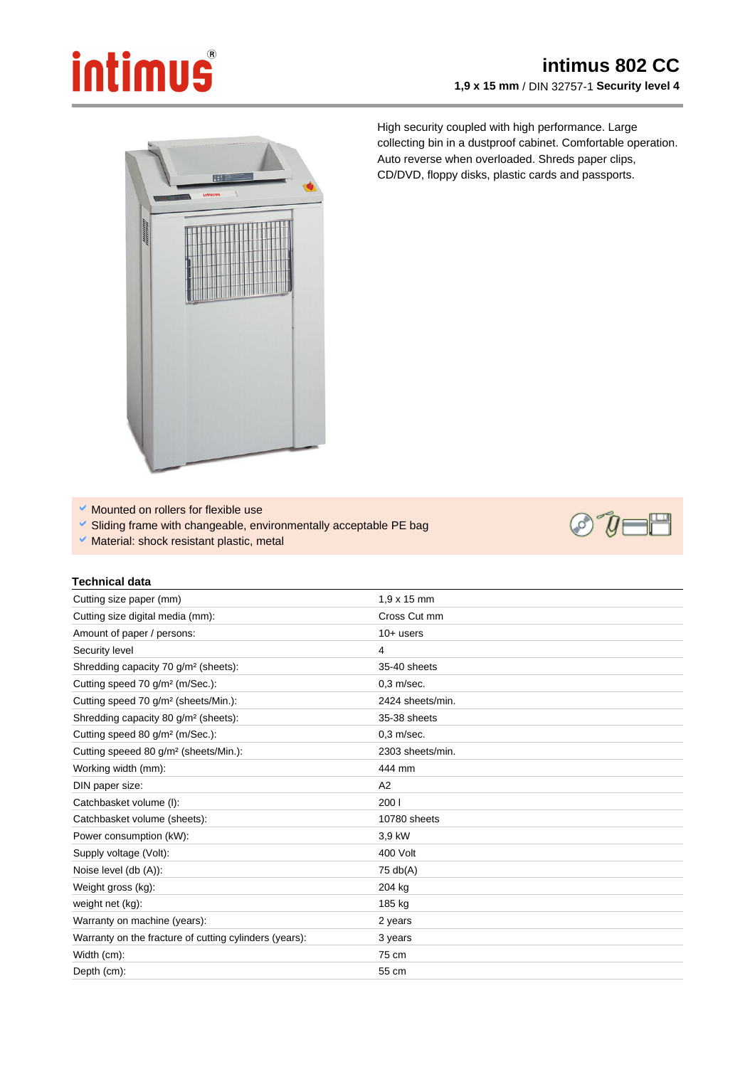intimus®

# intimus 802 CC

**1,9 x 15 mm** / DIN 32757-1 **Security level 4**

High security coupled with high performance. Large collecting bin in a dustproof cabinet. Comfortable operation. Auto reverse when overloaded. Shreds paper clips, CD/DVD, floppy disks, plastic cards and passports.

- Mounted on rollers for flexible use
- Sliding frame with changeable, environmentally acceptable PE bag
- Material: shock resistant plastic, metal

## Technical data

| | |
|---|---|
| Cutting size paper (mm) | 1,9 x 15 mm |
| Cutting size digital media (mm): | Cross Cut mm |
| Amount of paper / persons: | 10+ users |
| Security level | 4 |
| Shredding capacity 70 g/m² (sheets): | 35-40 sheets |
| Cutting speed 70 g/m² (m/Sec.): | 0,3 m/sec. |
| Cutting speed 70 g/m² (sheets/Min.): | 2424 sheets/min. |
| Shredding capacity 80 g/m² (sheets): | 35-38 sheets |
| Cutting speed 80 g/m² (m/Sec.): | 0,3 m/sec. |
| Cutting speeed 80 g/m² (sheets/Min.): | 2303 sheets/min. |
| Working width (mm): | 444 mm |
| DIN paper size: | A2 |
| Catchbasket volume (l): | 200 l |
| Catchbasket volume (sheets): | 10780 sheets |
| Power consumption (kW): | 3,9 kW |
| Supply voltage (Volt): | 400 Volt |
| Noise level (db (A)): | 75 db(A) |
| Weight gross (kg): | 204 kg |
| weight net (kg): | 185 kg |
| Warranty on machine (years): | 2 years |
| Warranty on the fracture of cutting cylinders (years): | 3 years |
| Width (cm): | 75 cm |
| Depth (cm): | 55 cm |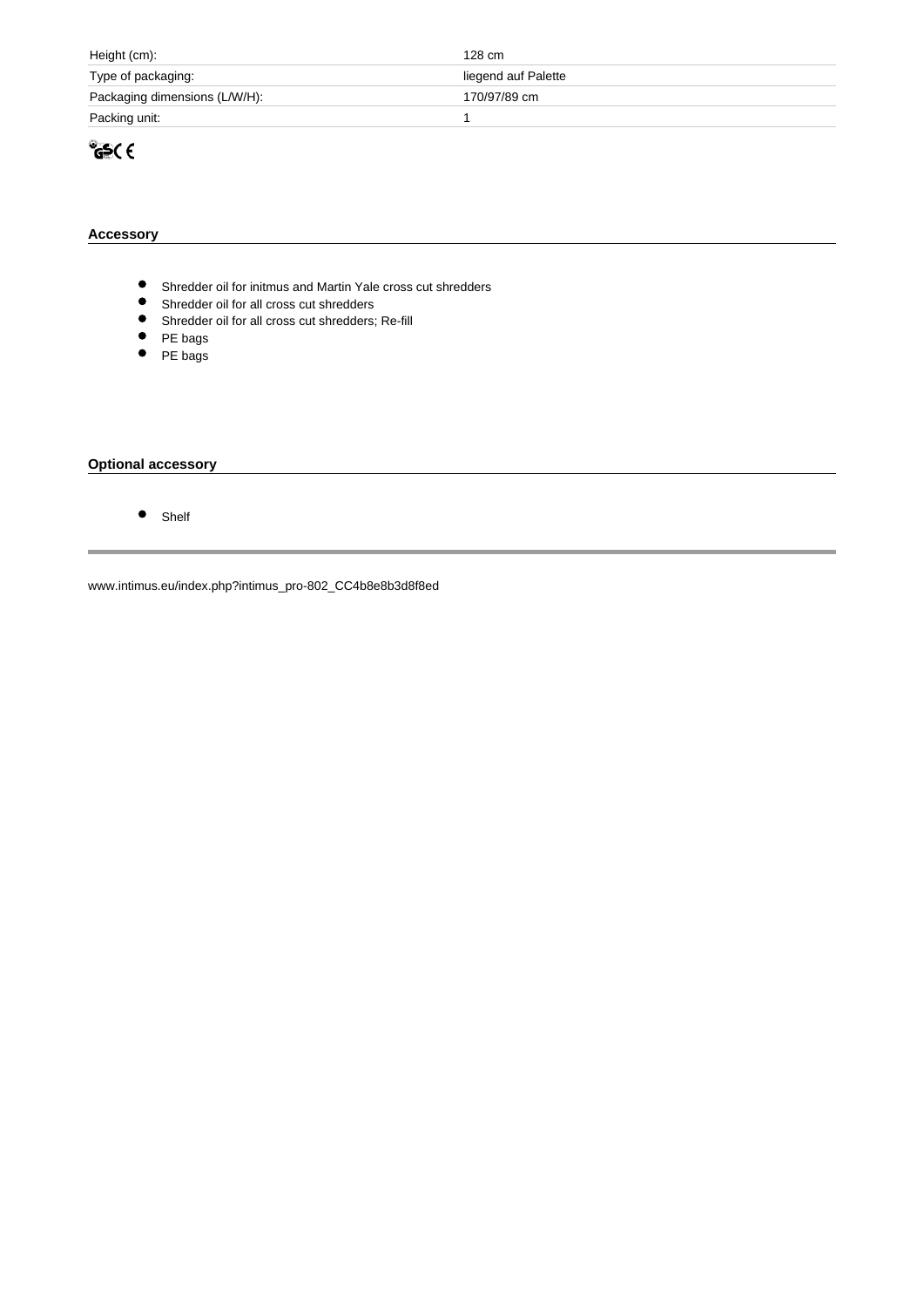| | |
|---|---|
| Height (cm): | 128 cm |
| Type of packaging: | liegend auf Palette |
| Packaging dimensions (L/W/H): | 170/97/89 cm |
| Packing unit: | 1 |

GS CE

**Accessory**

- Shredder oil for initmus and Martin Yale cross cut shredders
- Shredder oil for all cross cut shredders
- Shredder oil for all cross cut shredders; Re-fill
- PE bags
- PE bags

**Optional accessory**

- Shelf

www.intimus.eu/index.php?intimus_pro-802_CC4b8e8b3d8f8ed